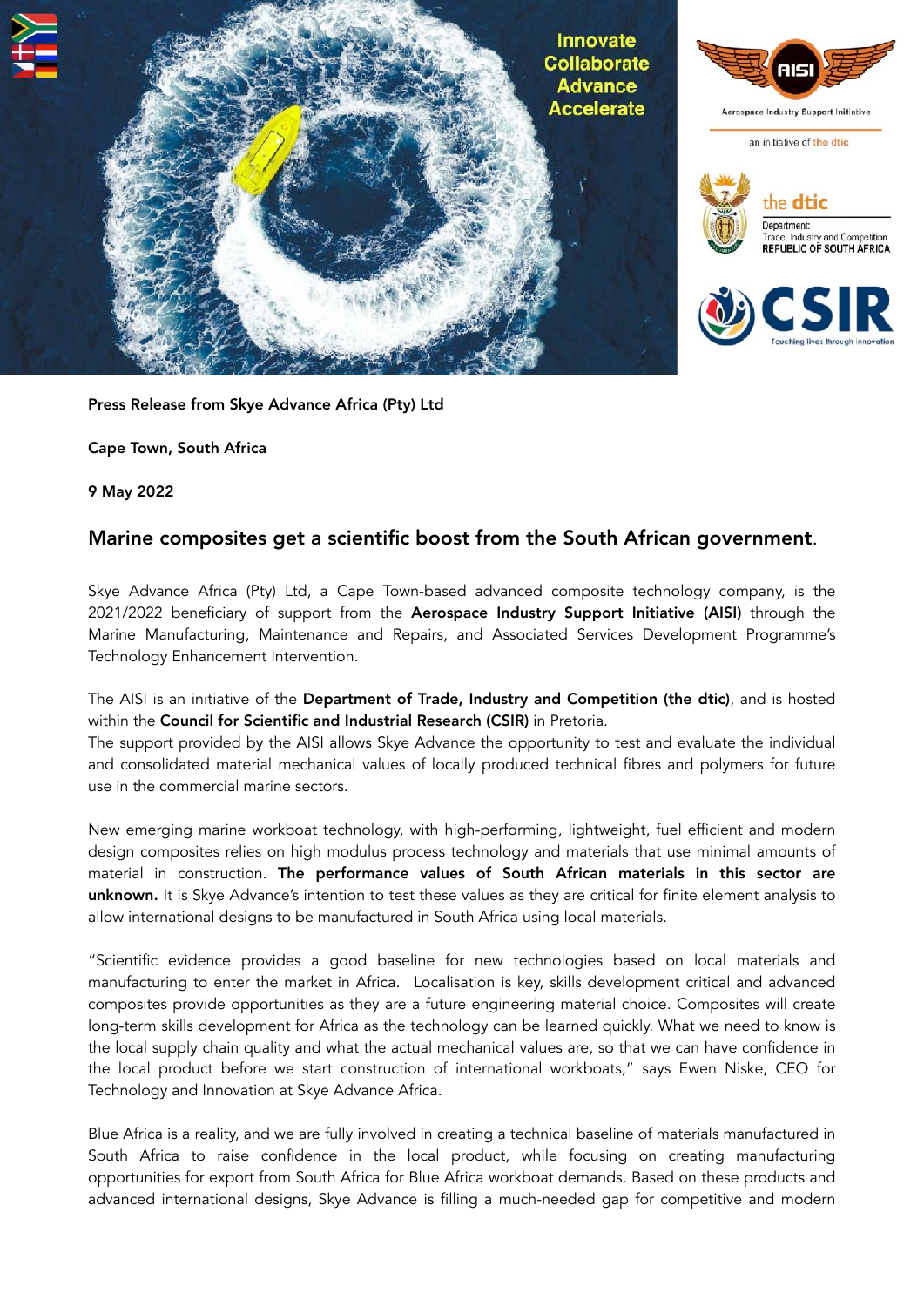Innovate
Collaborate
Advance
Accelerate

Aerospace Industry Support Initiative

an initiative of the dtic

the dtic
Department:
Trade, Industry and Competition
REPUBLIC OF SOUTH AFRICA

CSIR
Touching lives through innovation

**Press Release from Skye Advance Africa (Pty) Ltd**

**Cape Town, South Africa**

**9 May 2022**

## Marine composites get a scientific boost from the South African government.

Skye Advance Africa (Pty) Ltd, a Cape Town-based advanced composite technology company, is the 2021/2022 beneficiary of support from the **Aerospace Industry Support Initiative (AISI)** through the Marine Manufacturing, Maintenance and Repairs, and Associated Services Development Programme's Technology Enhancement Intervention.

The AISI is an initiative of the **Department of Trade, Industry and Competition (the dtic)**, and is hosted within the **Council for Scientific and Industrial Research (CSIR)** in Pretoria.
The support provided by the AISI allows Skye Advance the opportunity to test and evaluate the individual and consolidated material mechanical values of locally produced technical fibres and polymers for future use in the commercial marine sectors.

New emerging marine workboat technology, with high-performing, lightweight, fuel efficient and modern design composites relies on high modulus process technology and materials that use minimal amounts of material in construction. **The performance values of South African materials in this sector are unknown.** It is Skye Advance's intention to test these values as they are critical for finite element analysis to allow international designs to be manufactured in South Africa using local materials.

"Scientific evidence provides a good baseline for new technologies based on local materials and manufacturing to enter the market in Africa. Localisation is key, skills development critical and advanced composites provide opportunities as they are a future engineering material choice. Composites will create long-term skills development for Africa as the technology can be learned quickly. What we need to know is the local supply chain quality and what the actual mechanical values are, so that we can have confidence in the local product before we start construction of international workboats," says Ewen Niske, CEO for Technology and Innovation at Skye Advance Africa.

Blue Africa is a reality, and we are fully involved in creating a technical baseline of materials manufactured in South Africa to raise confidence in the local product, while focusing on creating manufacturing opportunities for export from South Africa for Blue Africa workboat demands. Based on these products and advanced international designs, Skye Advance is filling a much-needed gap for competitive and modern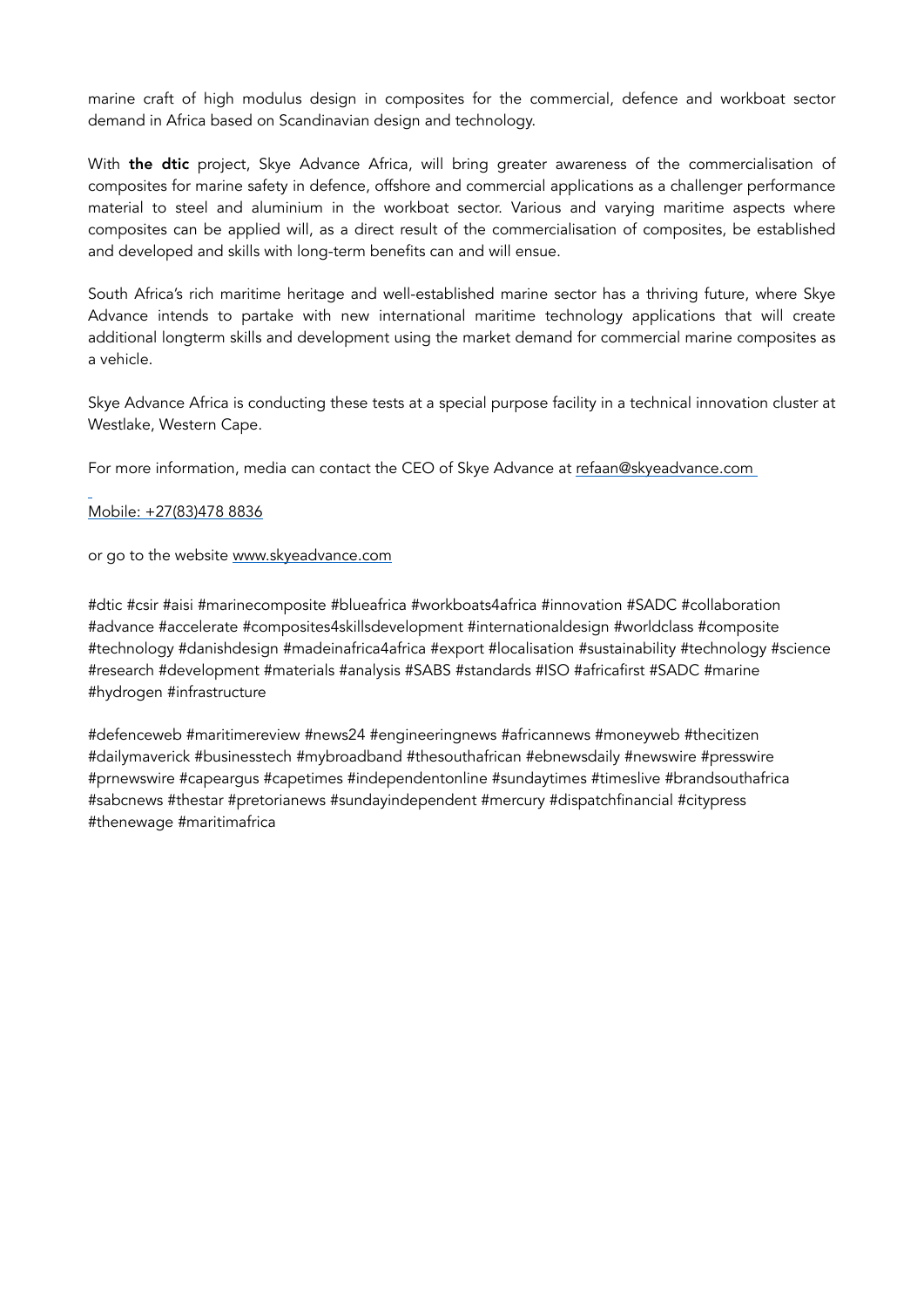marine craft of high modulus design in composites for the commercial, defence and workboat sector demand in Africa based on Scandinavian design and technology.

With **the dtic** project, Skye Advance Africa, will bring greater awareness of the commercialisation of composites for marine safety in defence, offshore and commercial applications as a challenger performance material to steel and aluminium in the workboat sector. Various and varying maritime aspects where composites can be applied will, as a direct result of the commercialisation of composites, be established and developed and skills with long-term benefits can and will ensue.

South Africa's rich maritime heritage and well-established marine sector has a thriving future, where Skye Advance intends to partake with new international maritime technology applications that will create additional longterm skills and development using the market demand for commercial marine composites as a vehicle.

Skye Advance Africa is conducting these tests at a special purpose facility in a technical innovation cluster at Westlake, Western Cape.

For more information, media can contact the CEO of Skye Advance at refaan@skyeadvance.com

Mobile: +27(83)478 8836

or go to the website www.skyeadvance.com

#dtic #csir #aisi #marinecomposite #blueafrica #workboats4africa #innovation #SADC #collaboration #advance #accelerate #composites4skillsdevelopment #internationaldesign #worldclass #composite #technology #danishdesign #madeinafrica4africa #export #localisation #sustainability #technology #science #research #development #materials #analysis #SABS #standards #ISO #africafirst #SADC #marine #hydrogen #infrastructure

#defenceweb #maritimereview #news24 #engineeringnews #africannews #moneyweb #thecitizen #dailymaverick #businesstech #mybroadband #thesouthafrican #ebnewsdaily #newswire #presswire #prnewswire #capeargus #capetimes #independentonline #sundaytimes #timeslive #brandsouthafrica #sabcnews #thestar #pretorianews #sundayindependent #mercury #dispatchfinancial #citypress #thenewage #maritimafrica